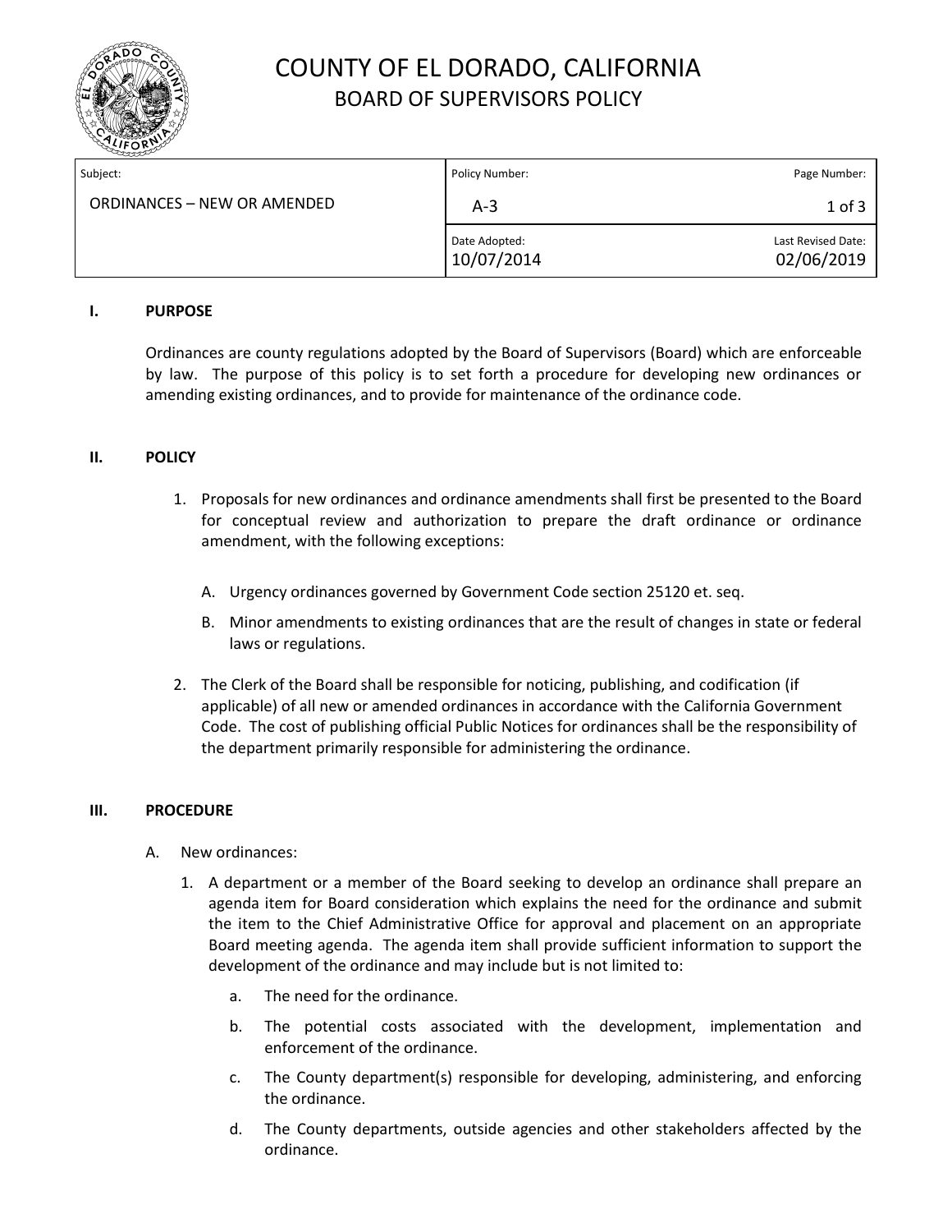# COUNTY OF EL DORADO, CALIFORNIA
## BOARD OF SUPERVISORS POLICY

| Subject: | Policy Number: | Page Number: |
| --- | --- | --- |
| ORDINANCES – NEW OR AMENDED | A-3 | 1 of 3 |
| | Date Adopted: 10/07/2014 | Last Revised Date: 02/06/2019 |

### I. PURPOSE

Ordinances are county regulations adopted by the Board of Supervisors (Board) which are enforceable by law. The purpose of this policy is to set forth a procedure for developing new ordinances or amending existing ordinances, and to provide for maintenance of the ordinance code.

### II. POLICY

1. Proposals for new ordinances and ordinance amendments shall first be presented to the Board for conceptual review and authorization to prepare the draft ordinance or ordinance amendment, with the following exceptions:

   A. Urgency ordinances governed by Government Code section 25120 et. seq.

   B. Minor amendments to existing ordinances that are the result of changes in state or federal laws or regulations.

2. The Clerk of the Board shall be responsible for noticing, publishing, and codification (if applicable) of all new or amended ordinances in accordance with the California Government Code. The cost of publishing official Public Notices for ordinances shall be the responsibility of the department primarily responsible for administering the ordinance.

### III. PROCEDURE

A. New ordinances:

1. A department or a member of the Board seeking to develop an ordinance shall prepare an agenda item for Board consideration which explains the need for the ordinance and submit the item to the Chief Administrative Office for approval and placement on an appropriate Board meeting agenda. The agenda item shall provide sufficient information to support the development of the ordinance and may include but is not limited to:

   a. The need for the ordinance.

   b. The potential costs associated with the development, implementation and enforcement of the ordinance.

   c. The County department(s) responsible for developing, administering, and enforcing the ordinance.

   d. The County departments, outside agencies and other stakeholders affected by the ordinance.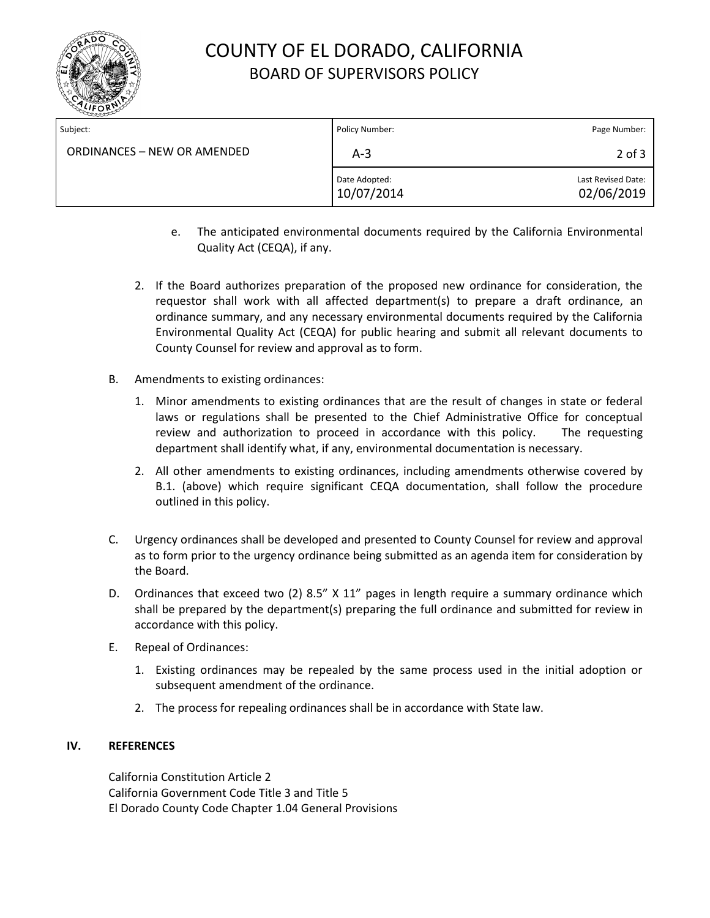e. The anticipated environmental documents required by the California Environmental Quality Act (CEQA), if any.

2. If the Board authorizes preparation of the proposed new ordinance for consideration, the requestor shall work with all affected department(s) to prepare a draft ordinance, an ordinance summary, and any necessary environmental documents required by the California Environmental Quality Act (CEQA) for public hearing and submit all relevant documents to County Counsel for review and approval as to form.

B. Amendments to existing ordinances:

1. Minor amendments to existing ordinances that are the result of changes in state or federal laws or regulations shall be presented to the Chief Administrative Office for conceptual review and authorization to proceed in accordance with this policy. The requesting department shall identify what, if any, environmental documentation is necessary.

2. All other amendments to existing ordinances, including amendments otherwise covered by B.1. (above) which require significant CEQA documentation, shall follow the procedure outlined in this policy.

C. Urgency ordinances shall be developed and presented to County Counsel for review and approval as to form prior to the urgency ordinance being submitted as an agenda item for consideration by the Board.

D. Ordinances that exceed two (2) 8.5" X 11" pages in length require a summary ordinance which shall be prepared by the department(s) preparing the full ordinance and submitted for review in accordance with this policy.

E. Repeal of Ordinances:

1. Existing ordinances may be repealed by the same process used in the initial adoption or subsequent amendment of the ordinance.

2. The process for repealing ordinances shall be in accordance with State law.

## IV. REFERENCES

California Constitution Article 2
California Government Code Title 3 and Title 5
El Dorado County Code Chapter 1.04 General Provisions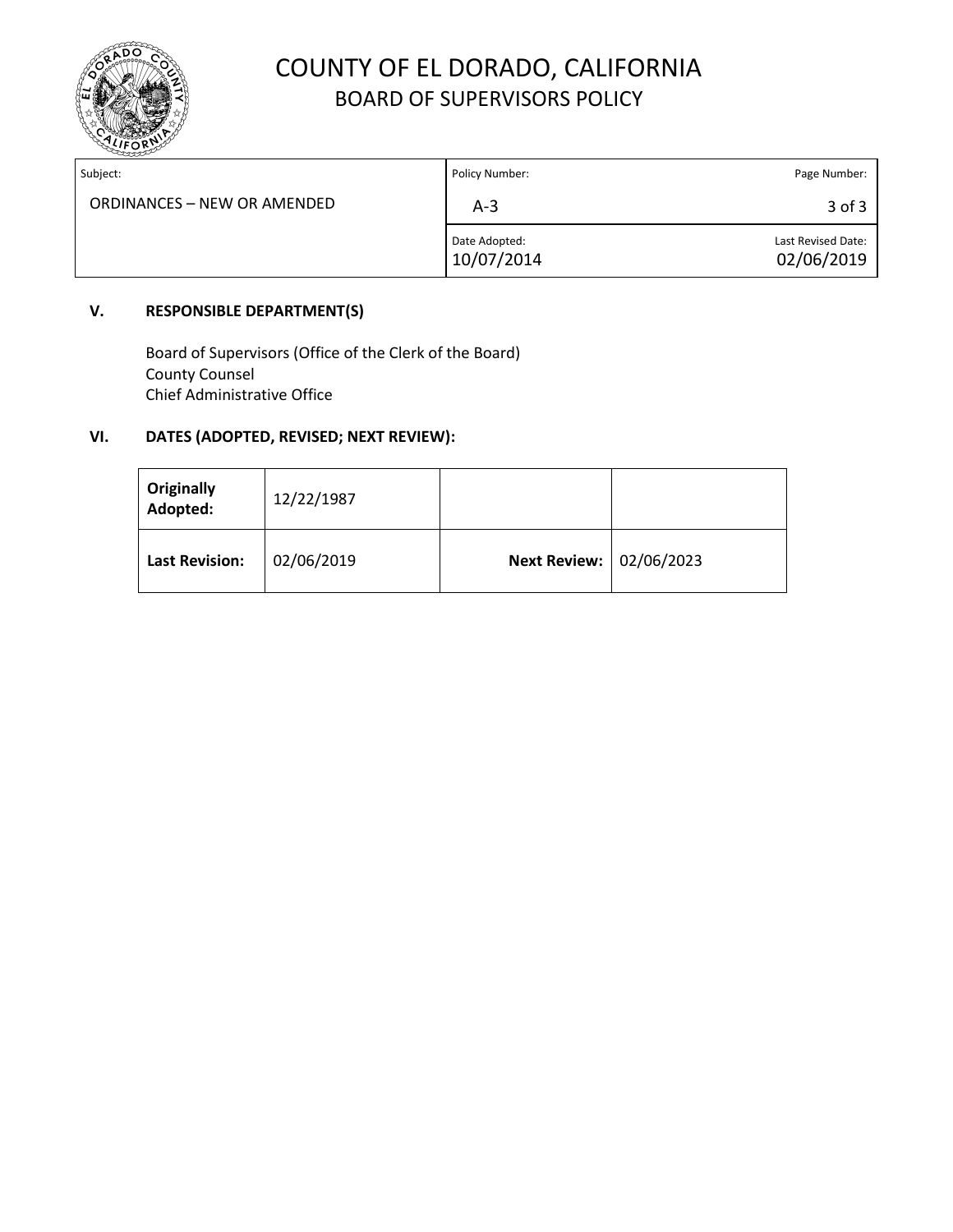# COUNTY OF EL DORADO, CALIFORNIA
## BOARD OF SUPERVISORS POLICY

| Subject: | Policy Number: | Page Number: |
|---|---|---|
| ORDINANCES – NEW OR AMENDED | A-3 | 3 of 3 |
| | Date Adopted: 10/07/2014 | Last Revised Date: 02/06/2019 |

### V. RESPONSIBLE DEPARTMENT(S)

Board of Supervisors (Office of the Clerk of the Board)
County Counsel
Chief Administrative Office

### VI. DATES (ADOPTED, REVISED; NEXT REVIEW):

| | | | |
|---|---|---|---|
| **Originally Adopted:** | 12/22/1987 | | |
| **Last Revision:** | 02/06/2019 | **Next Review:** | 02/06/2023 |